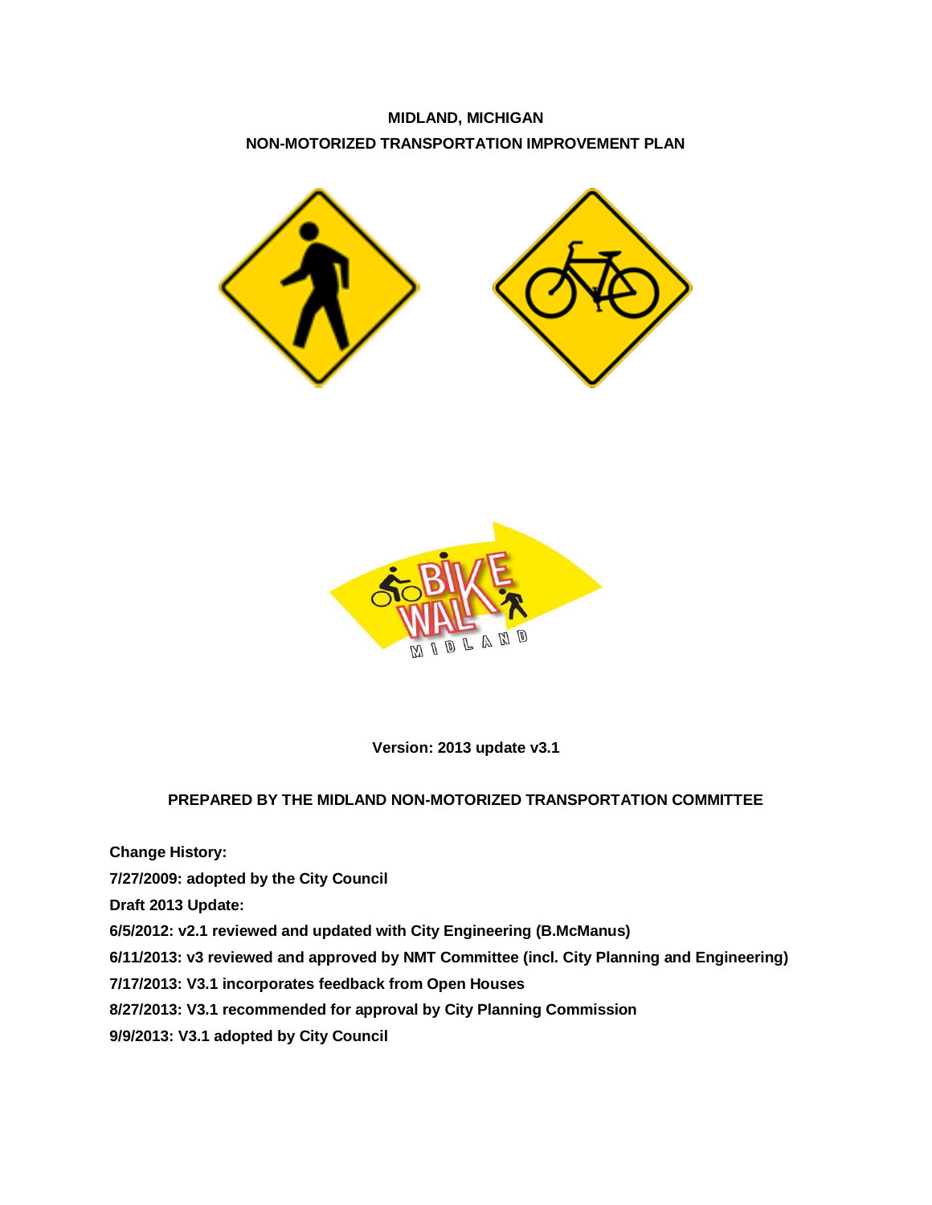# MIDLAND, MICHIGAN

# NON-MOTORIZED TRANSPORTATION IMPROVEMENT PLAN

**Version: 2013 update v3.1**

**PREPARED BY THE MIDLAND NON-MOTORIZED TRANSPORTATION COMMITTEE**

**Change History:**

**7/27/2009: adopted by the City Council**

**Draft 2013 Update:**

**6/5/2012: v2.1 reviewed and updated with City Engineering (B.McManus)**

**6/11/2013: v3 reviewed and approved by NMT Committee (incl. City Planning and Engineering)**

**7/17/2013: V3.1 incorporates feedback from Open Houses**

**8/27/2013: V3.1 recommended for approval by City Planning Commission**

**9/9/2013: V3.1 adopted by City Council**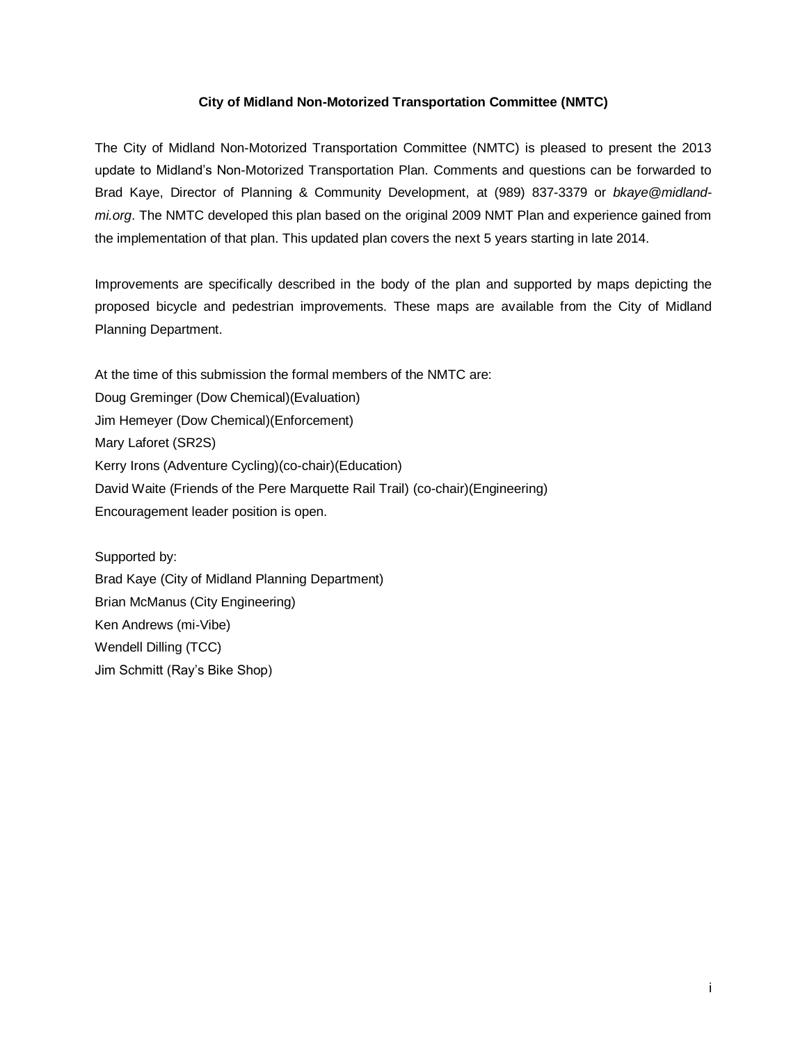**City of Midland Non-Motorized Transportation Committee (NMTC)**

The City of Midland Non-Motorized Transportation Committee (NMTC) is pleased to present the 2013 update to Midland's Non-Motorized Transportation Plan. Comments and questions can be forwarded to Brad Kaye, Director of Planning & Community Development, at (989) 837-3379 or *bkaye@midland-mi.org*. The NMTC developed this plan based on the original 2009 NMT Plan and experience gained from the implementation of that plan. This updated plan covers the next 5 years starting in late 2014.

Improvements are specifically described in the body of the plan and supported by maps depicting the proposed bicycle and pedestrian improvements. These maps are available from the City of Midland Planning Department.

At the time of this submission the formal members of the NMTC are:
Doug Greminger (Dow Chemical)(Evaluation)
Jim Hemeyer (Dow Chemical)(Enforcement)
Mary Laforet (SR2S)
Kerry Irons (Adventure Cycling)(co-chair)(Education)
David Waite (Friends of the Pere Marquette Rail Trail) (co-chair)(Engineering)
Encouragement leader position is open.

Supported by:
Brad Kaye (City of Midland Planning Department)
Brian McManus (City Engineering)
Ken Andrews (mi-Vibe)
Wendell Dilling (TCC)
Jim Schmitt (Ray's Bike Shop)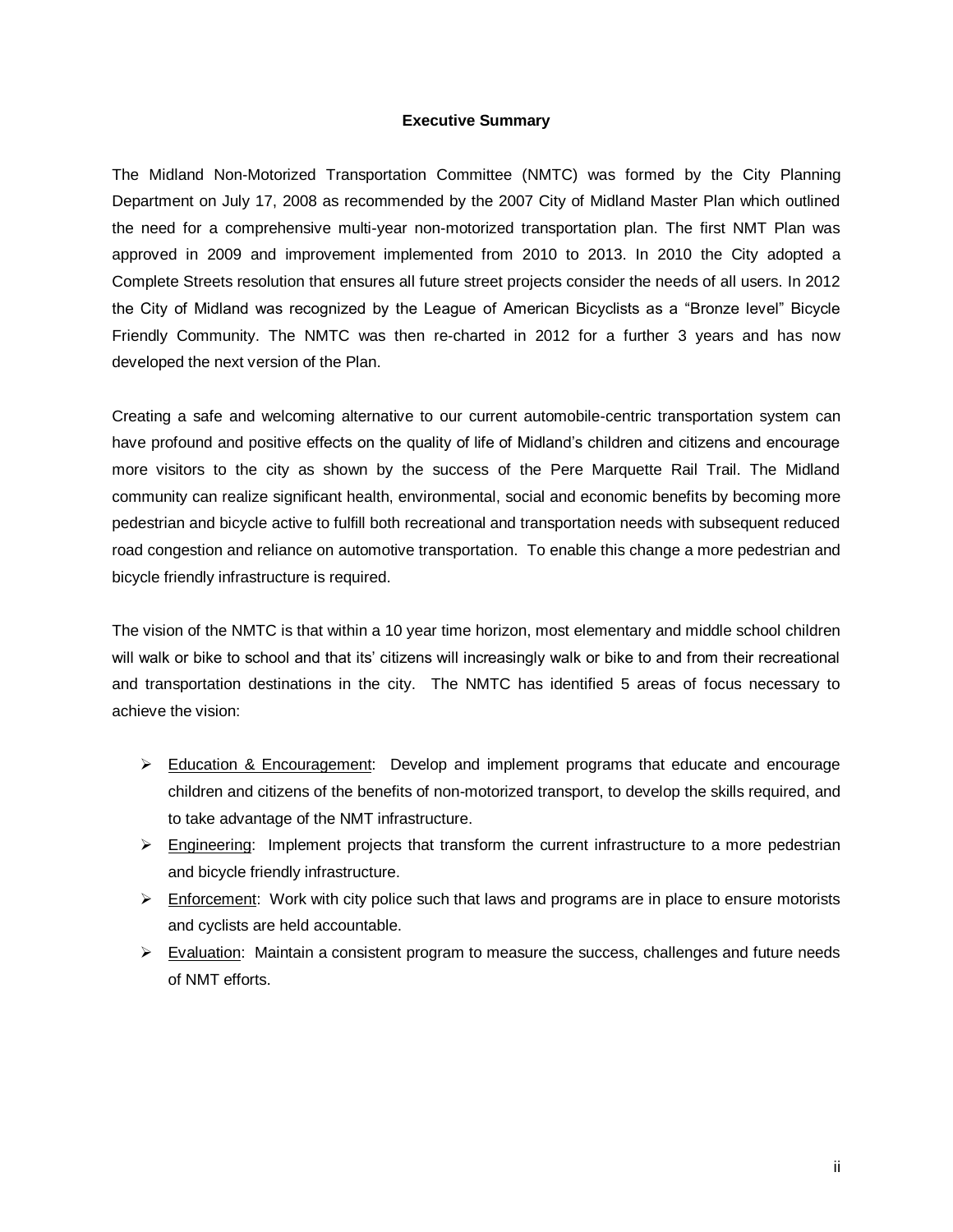# Executive Summary

The Midland Non-Motorized Transportation Committee (NMTC) was formed by the City Planning Department on July 17, 2008 as recommended by the 2007 City of Midland Master Plan which outlined the need for a comprehensive multi-year non-motorized transportation plan. The first NMT Plan was approved in 2009 and improvement implemented from 2010 to 2013. In 2010 the City adopted a Complete Streets resolution that ensures all future street projects consider the needs of all users. In 2012 the City of Midland was recognized by the League of American Bicyclists as a "Bronze level" Bicycle Friendly Community. The NMTC was then re-charted in 2012 for a further 3 years and has now developed the next version of the Plan.

Creating a safe and welcoming alternative to our current automobile-centric transportation system can have profound and positive effects on the quality of life of Midland's children and citizens and encourage more visitors to the city as shown by the success of the Pere Marquette Rail Trail. The Midland community can realize significant health, environmental, social and economic benefits by becoming more pedestrian and bicycle active to fulfill both recreational and transportation needs with subsequent reduced road congestion and reliance on automotive transportation. To enable this change a more pedestrian and bicycle friendly infrastructure is required.

The vision of the NMTC is that within a 10 year time horizon, most elementary and middle school children will walk or bike to school and that its' citizens will increasingly walk or bike to and from their recreational and transportation destinations in the city. The NMTC has identified 5 areas of focus necessary to achieve the vision:

- <u>Education & Encouragement</u>: Develop and implement programs that educate and encourage children and citizens of the benefits of non-motorized transport, to develop the skills required, and to take advantage of the NMT infrastructure.
- <u>Engineering</u>: Implement projects that transform the current infrastructure to a more pedestrian and bicycle friendly infrastructure.
- <u>Enforcement</u>: Work with city police such that laws and programs are in place to ensure motorists and cyclists are held accountable.
- <u>Evaluation</u>: Maintain a consistent program to measure the success, challenges and future needs of NMT efforts.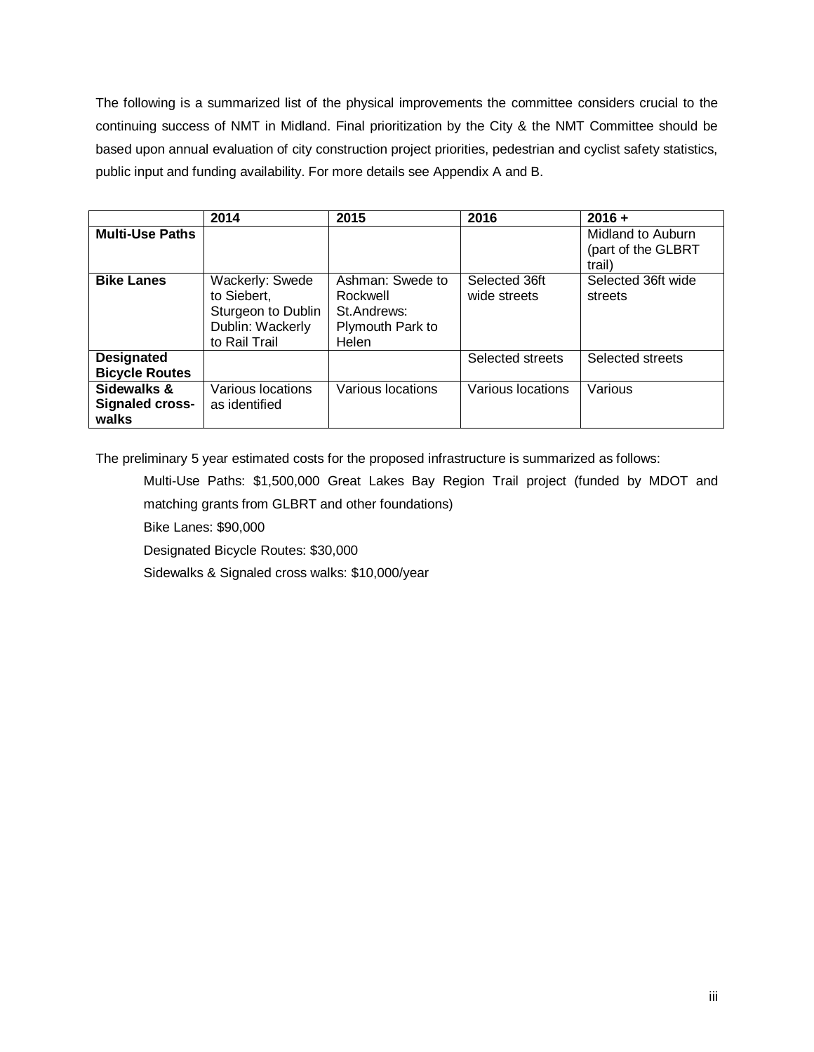The following is a summarized list of the physical improvements the committee considers crucial to the continuing success of NMT in Midland. Final prioritization by the City & the NMT Committee should be based upon annual evaluation of city construction project priorities, pedestrian and cyclist safety statistics, public input and funding availability. For more details see Appendix A and B.

| | 2014 | 2015 | 2016 | 2016 + |
|---|---|---|---|---|
| **Multi-Use Paths** | | | | Midland to Auburn (part of the GLBRT trail) |
| **Bike Lanes** | Wackerly: Swede to Siebert, Sturgeon to Dublin Dublin: Wackerly to Rail Trail | Ashman: Swede to Rockwell St.Andrews: Plymouth Park to Helen | Selected 36ft wide streets | Selected 36ft wide streets |
| **Designated Bicycle Routes** | | | Selected streets | Selected streets |
| **Sidewalks & Signaled cross-walks** | Various locations as identified | Various locations | Various locations | Various |

The preliminary 5 year estimated costs for the proposed infrastructure is summarized as follows:

Multi-Use Paths: $1,500,000 Great Lakes Bay Region Trail project (funded by MDOT and matching grants from GLBRT and other foundations)

Bike Lanes: $90,000

Designated Bicycle Routes: $30,000

Sidewalks & Signaled cross walks: $10,000/year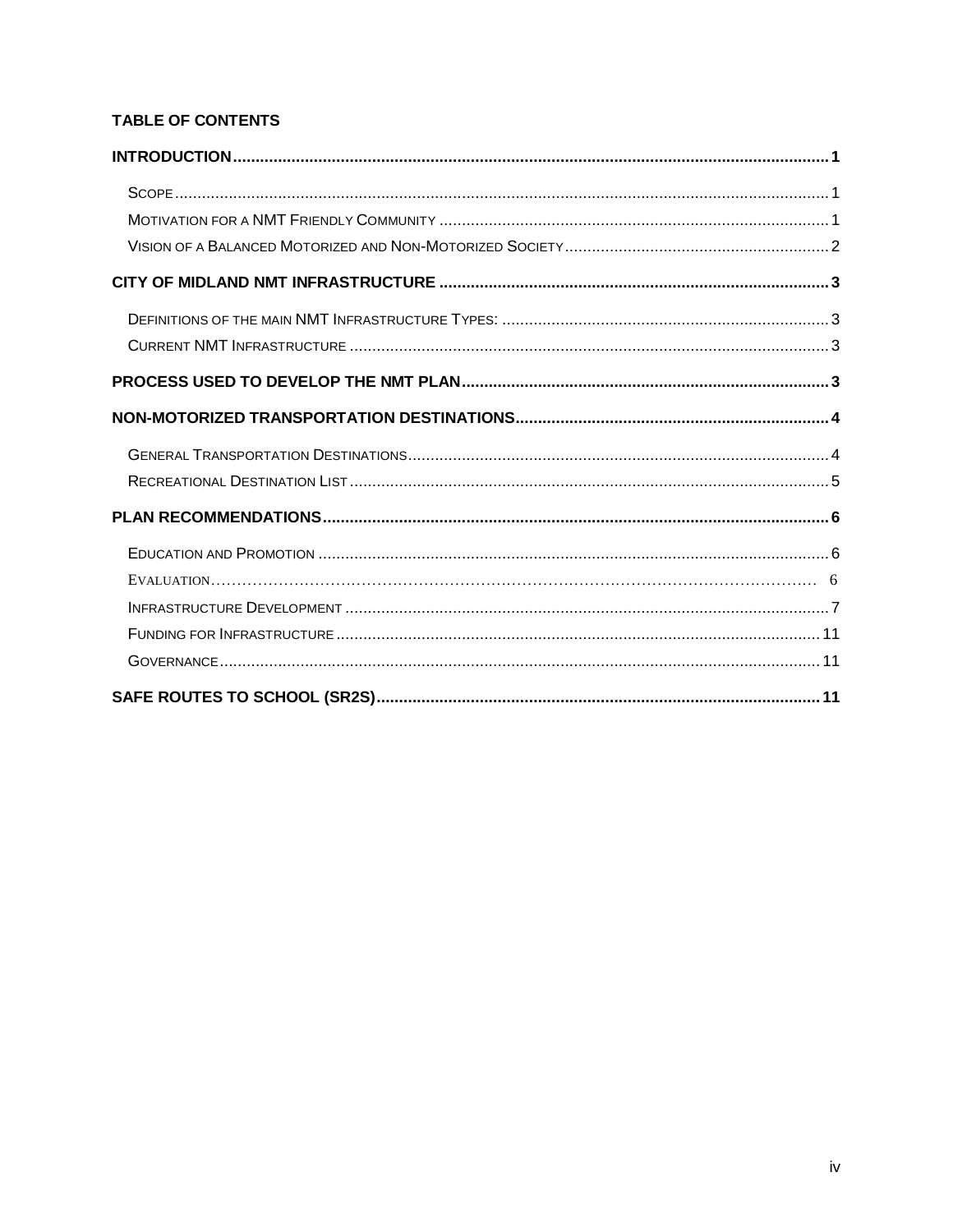**TABLE OF CONTENTS**

**INTRODUCTION** .......... **1**

- SCOPE .......... 1
- MOTIVATION FOR A NMT FRIENDLY COMMUNITY .......... 1
- VISION OF A BALANCED MOTORIZED AND NON-MOTORIZED SOCIETY .......... 2

**CITY OF MIDLAND NMT INFRASTRUCTURE** .......... **3**

- DEFINITIONS OF THE MAIN NMT INFRASTRUCTURE TYPES: .......... 3
- CURRENT NMT INFRASTRUCTURE .......... 3

**PROCESS USED TO DEVELOP THE NMT PLAN** .......... **3**

**NON-MOTORIZED TRANSPORTATION DESTINATIONS** .......... **4**

- GENERAL TRANSPORTATION DESTINATIONS .......... 4
- RECREATIONAL DESTINATION LIST .......... 5

**PLAN RECOMMENDATIONS** .......... **6**

- EDUCATION AND PROMOTION .......... 6
- EVALUATION .......... 6
- INFRASTRUCTURE DEVELOPMENT .......... 7
- FUNDING FOR INFRASTRUCTURE .......... 11
- GOVERNANCE .......... 11

**SAFE ROUTES TO SCHOOL (SR2S)** .......... **11**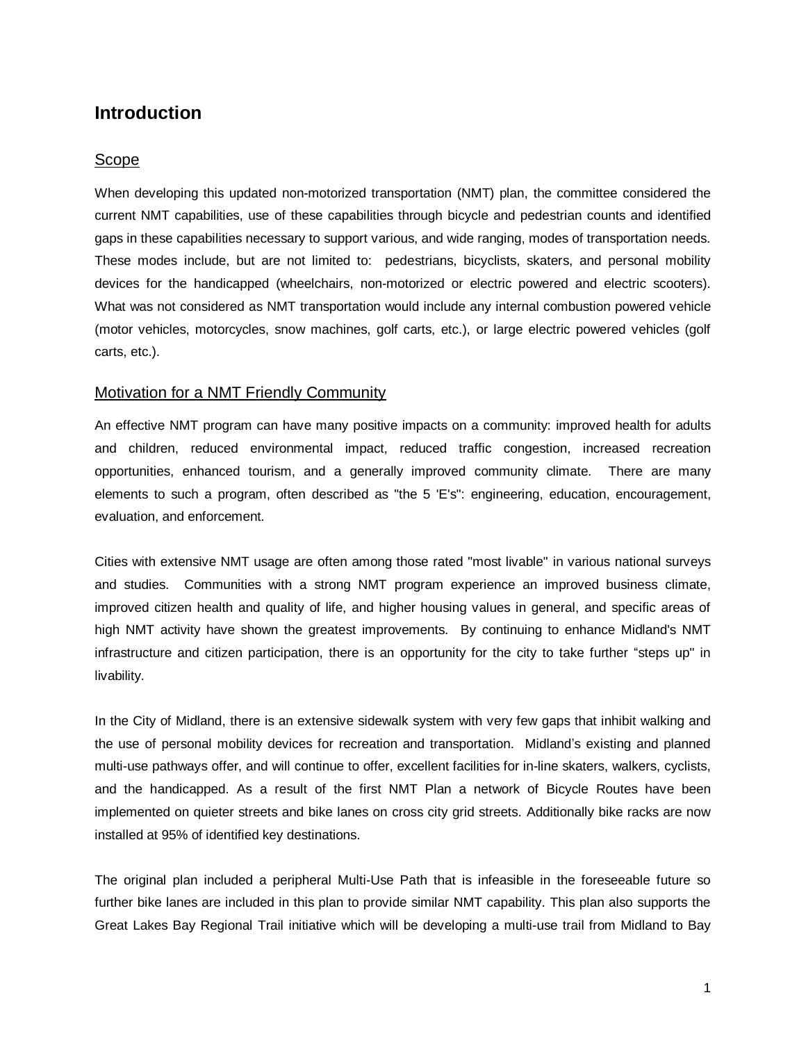# Introduction

## Scope

When developing this updated non-motorized transportation (NMT) plan, the committee considered the current NMT capabilities, use of these capabilities through bicycle and pedestrian counts and identified gaps in these capabilities necessary to support various, and wide ranging, modes of transportation needs. These modes include, but are not limited to: pedestrians, bicyclists, skaters, and personal mobility devices for the handicapped (wheelchairs, non-motorized or electric powered and electric scooters). What was not considered as NMT transportation would include any internal combustion powered vehicle (motor vehicles, motorcycles, snow machines, golf carts, etc.), or large electric powered vehicles (golf carts, etc.).

## Motivation for a NMT Friendly Community

An effective NMT program can have many positive impacts on a community: improved health for adults and children, reduced environmental impact, reduced traffic congestion, increased recreation opportunities, enhanced tourism, and a generally improved community climate. There are many elements to such a program, often described as "the 5 'E's": engineering, education, encouragement, evaluation, and enforcement.

Cities with extensive NMT usage are often among those rated "most livable" in various national surveys and studies. Communities with a strong NMT program experience an improved business climate, improved citizen health and quality of life, and higher housing values in general, and specific areas of high NMT activity have shown the greatest improvements. By continuing to enhance Midland's NMT infrastructure and citizen participation, there is an opportunity for the city to take further "steps up" in livability.

In the City of Midland, there is an extensive sidewalk system with very few gaps that inhibit walking and the use of personal mobility devices for recreation and transportation. Midland's existing and planned multi-use pathways offer, and will continue to offer, excellent facilities for in-line skaters, walkers, cyclists, and the handicapped. As a result of the first NMT Plan a network of Bicycle Routes have been implemented on quieter streets and bike lanes on cross city grid streets. Additionally bike racks are now installed at 95% of identified key destinations.

The original plan included a peripheral Multi-Use Path that is infeasible in the foreseeable future so further bike lanes are included in this plan to provide similar NMT capability. This plan also supports the Great Lakes Bay Regional Trail initiative which will be developing a multi-use trail from Midland to Bay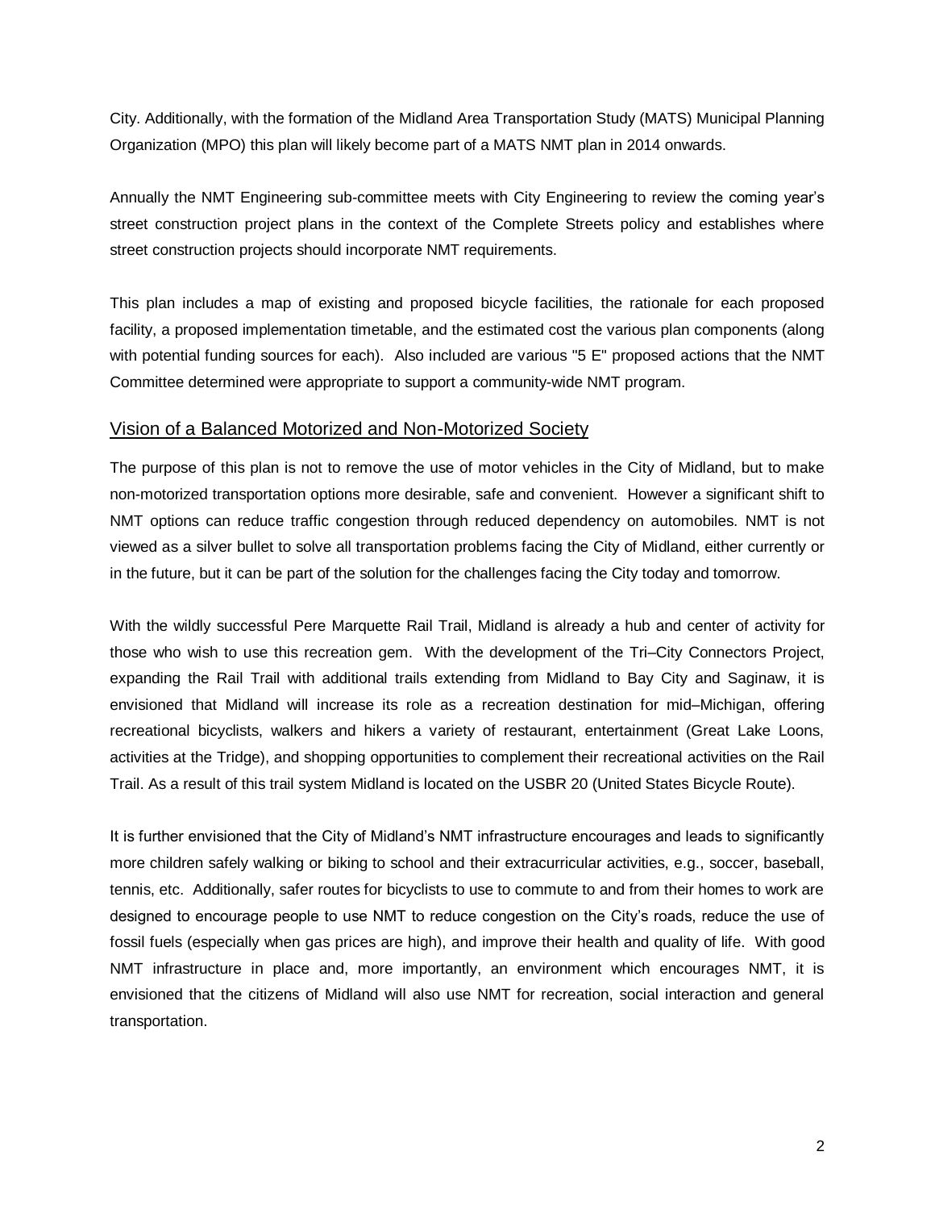City. Additionally, with the formation of the Midland Area Transportation Study (MATS) Municipal Planning Organization (MPO) this plan will likely become part of a MATS NMT plan in 2014 onwards.

Annually the NMT Engineering sub-committee meets with City Engineering to review the coming year's street construction project plans in the context of the Complete Streets policy and establishes where street construction projects should incorporate NMT requirements.

This plan includes a map of existing and proposed bicycle facilities, the rationale for each proposed facility, a proposed implementation timetable, and the estimated cost the various plan components (along with potential funding sources for each). Also included are various "5 E" proposed actions that the NMT Committee determined were appropriate to support a community-wide NMT program.

## Vision of a Balanced Motorized and Non-Motorized Society

The purpose of this plan is not to remove the use of motor vehicles in the City of Midland, but to make non-motorized transportation options more desirable, safe and convenient. However a significant shift to NMT options can reduce traffic congestion through reduced dependency on automobiles. NMT is not viewed as a silver bullet to solve all transportation problems facing the City of Midland, either currently or in the future, but it can be part of the solution for the challenges facing the City today and tomorrow.

With the wildly successful Pere Marquette Rail Trail, Midland is already a hub and center of activity for those who wish to use this recreation gem. With the development of the Tri–City Connectors Project, expanding the Rail Trail with additional trails extending from Midland to Bay City and Saginaw, it is envisioned that Midland will increase its role as a recreation destination for mid–Michigan, offering recreational bicyclists, walkers and hikers a variety of restaurant, entertainment (Great Lake Loons, activities at the Tridge), and shopping opportunities to complement their recreational activities on the Rail Trail. As a result of this trail system Midland is located on the USBR 20 (United States Bicycle Route).

It is further envisioned that the City of Midland's NMT infrastructure encourages and leads to significantly more children safely walking or biking to school and their extracurricular activities, e.g., soccer, baseball, tennis, etc. Additionally, safer routes for bicyclists to use to commute to and from their homes to work are designed to encourage people to use NMT to reduce congestion on the City's roads, reduce the use of fossil fuels (especially when gas prices are high), and improve their health and quality of life. With good NMT infrastructure in place and, more importantly, an environment which encourages NMT, it is envisioned that the citizens of Midland will also use NMT for recreation, social interaction and general transportation.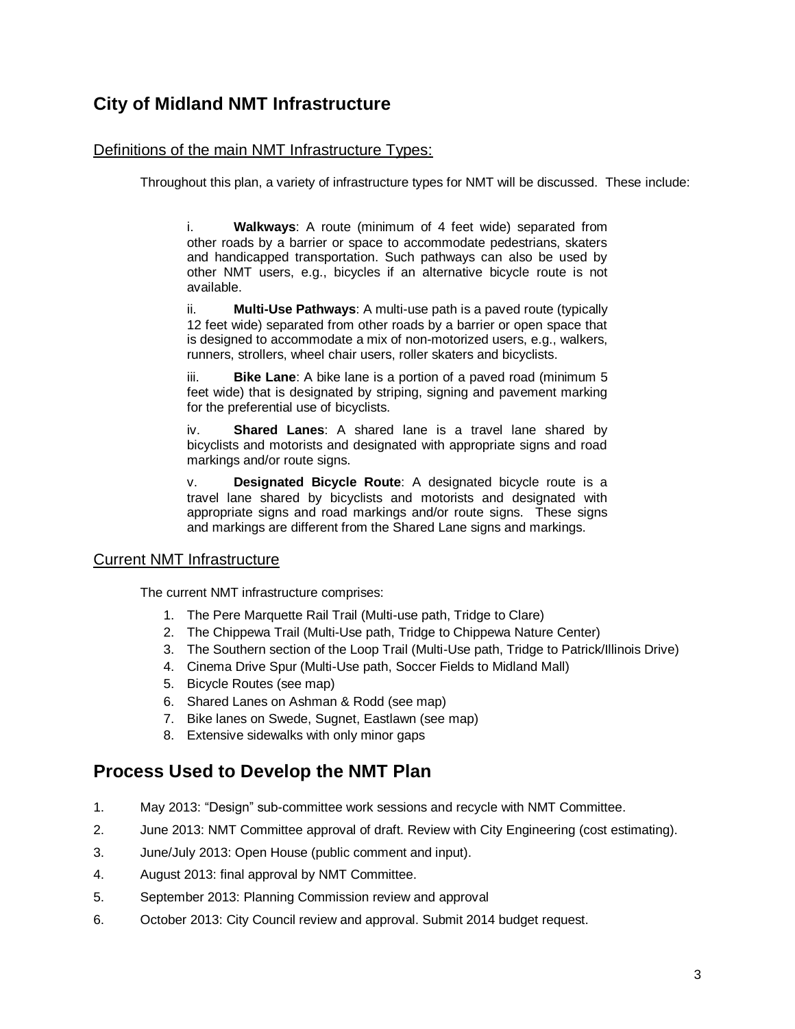## City of Midland NMT Infrastructure

### Definitions of the main NMT Infrastructure Types:

Throughout this plan, a variety of infrastructure types for NMT will be discussed. These include:

i. **Walkways**: A route (minimum of 4 feet wide) separated from other roads by a barrier or space to accommodate pedestrians, skaters and handicapped transportation. Such pathways can also be used by other NMT users, e.g., bicycles if an alternative bicycle route is not available.

ii. **Multi-Use Pathways**: A multi-use path is a paved route (typically 12 feet wide) separated from other roads by a barrier or open space that is designed to accommodate a mix of non-motorized users, e.g., walkers, runners, strollers, wheel chair users, roller skaters and bicyclists.

iii. **Bike Lane**: A bike lane is a portion of a paved road (minimum 5 feet wide) that is designated by striping, signing and pavement marking for the preferential use of bicyclists.

iv. **Shared Lanes**: A shared lane is a travel lane shared by bicyclists and motorists and designated with appropriate signs and road markings and/or route signs.

v. **Designated Bicycle Route**: A designated bicycle route is a travel lane shared by bicyclists and motorists and designated with appropriate signs and road markings and/or route signs. These signs and markings are different from the Shared Lane signs and markings.

### Current NMT Infrastructure

The current NMT infrastructure comprises:

1. The Pere Marquette Rail Trail (Multi-use path, Tridge to Clare)
2. The Chippewa Trail (Multi-Use path, Tridge to Chippewa Nature Center)
3. The Southern section of the Loop Trail (Multi-Use path, Tridge to Patrick/Illinois Drive)
4. Cinema Drive Spur (Multi-Use path, Soccer Fields to Midland Mall)
5. Bicycle Routes (see map)
6. Shared Lanes on Ashman & Rodd (see map)
7. Bike lanes on Swede, Sugnet, Eastlawn (see map)
8. Extensive sidewalks with only minor gaps

## Process Used to Develop the NMT Plan

1. May 2013: "Design" sub-committee work sessions and recycle with NMT Committee.
2. June 2013: NMT Committee approval of draft. Review with City Engineering (cost estimating).
3. June/July 2013: Open House (public comment and input).
4. August 2013: final approval by NMT Committee.
5. September 2013: Planning Commission review and approval
6. October 2013: City Council review and approval. Submit 2014 budget request.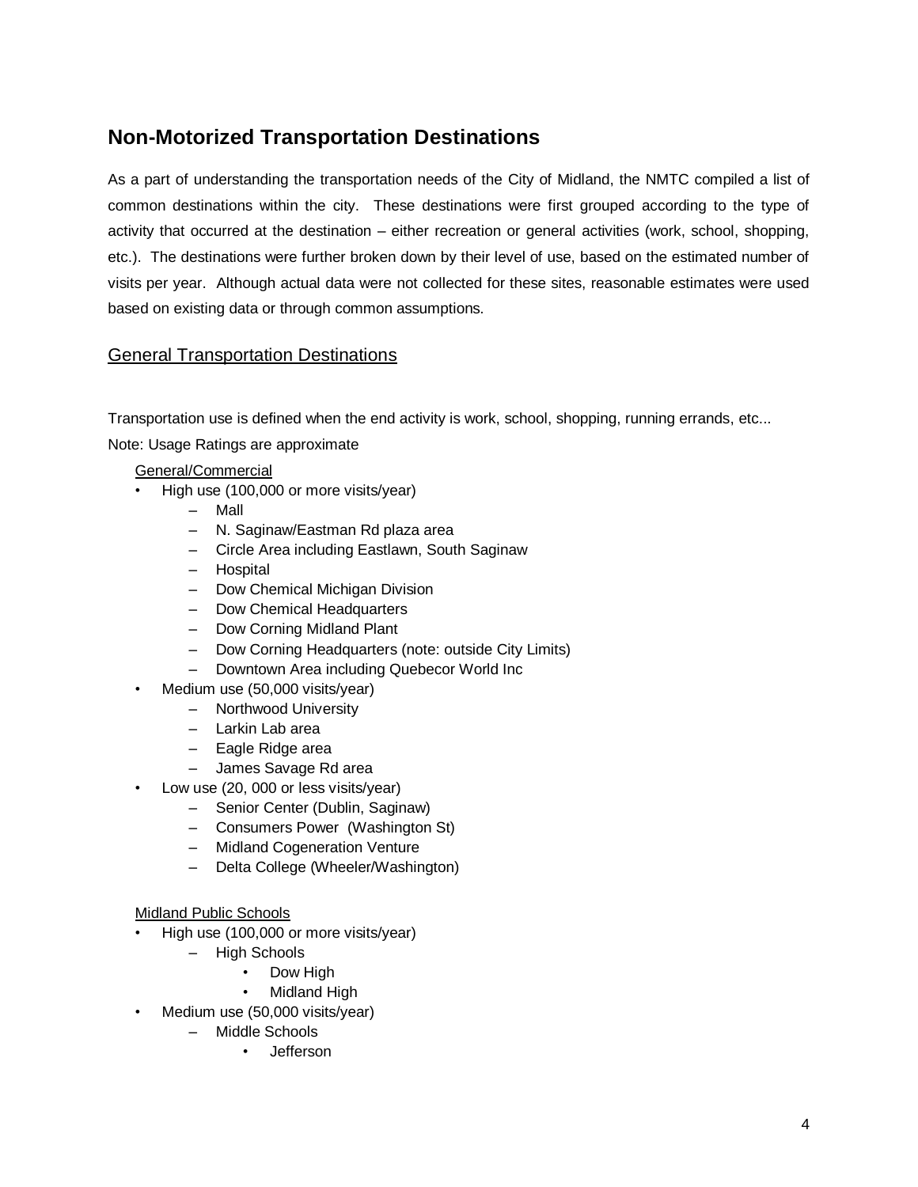## Non-Motorized Transportation Destinations

As a part of understanding the transportation needs of the City of Midland, the NMTC compiled a list of common destinations within the city. These destinations were first grouped according to the type of activity that occurred at the destination – either recreation or general activities (work, school, shopping, etc.). The destinations were further broken down by their level of use, based on the estimated number of visits per year. Although actual data were not collected for these sites, reasonable estimates were used based on existing data or through common assumptions.

### General Transportation Destinations

Transportation use is defined when the end activity is work, school, shopping, running errands, etc...

Note: Usage Ratings are approximate

General/Commercial

- High use (100,000 or more visits/year)
  - Mall
  - N. Saginaw/Eastman Rd plaza area
  - Circle Area including Eastlawn, South Saginaw
  - Hospital
  - Dow Chemical Michigan Division
  - Dow Chemical Headquarters
  - Dow Corning Midland Plant
  - Dow Corning Headquarters (note: outside City Limits)
  - Downtown Area including Quebecor World Inc
- Medium use (50,000 visits/year)
  - Northwood University
  - Larkin Lab area
  - Eagle Ridge area
  - James Savage Rd area
- Low use (20, 000 or less visits/year)
  - Senior Center (Dublin, Saginaw)
  - Consumers Power (Washington St)
  - Midland Cogeneration Venture
  - Delta College (Wheeler/Washington)

Midland Public Schools

- High use (100,000 or more visits/year)
  - High Schools
    - Dow High
    - Midland High
- Medium use (50,000 visits/year)
  - Middle Schools
    - Jefferson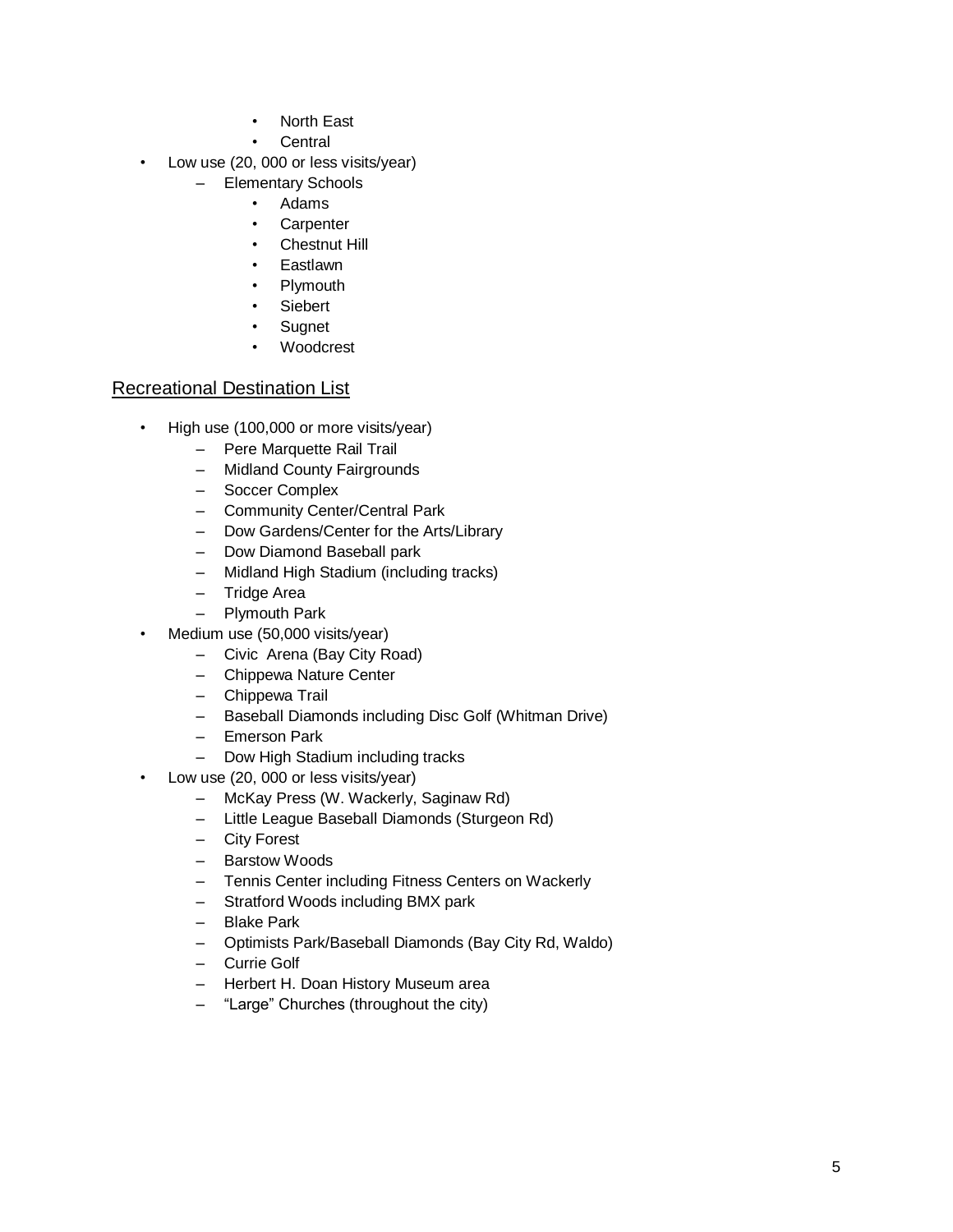- North East
    - Central
- Low use (20, 000 or less visits/year)
  - Elementary Schools
    - Adams
    - Carpenter
    - Chestnut Hill
    - Eastlawn
    - Plymouth
    - Siebert
    - Sugnet
    - Woodcrest

## Recreational Destination List

- High use (100,000 or more visits/year)
  - Pere Marquette Rail Trail
  - Midland County Fairgrounds
  - Soccer Complex
  - Community Center/Central Park
  - Dow Gardens/Center for the Arts/Library
  - Dow Diamond Baseball park
  - Midland High Stadium (including tracks)
  - Tridge Area
  - Plymouth Park
- Medium use (50,000 visits/year)
  - Civic Arena (Bay City Road)
  - Chippewa Nature Center
  - Chippewa Trail
  - Baseball Diamonds including Disc Golf (Whitman Drive)
  - Emerson Park
  - Dow High Stadium including tracks
- Low use (20, 000 or less visits/year)
  - McKay Press (W. Wackerly, Saginaw Rd)
  - Little League Baseball Diamonds (Sturgeon Rd)
  - City Forest
  - Barstow Woods
  - Tennis Center including Fitness Centers on Wackerly
  - Stratford Woods including BMX park
  - Blake Park
  - Optimists Park/Baseball Diamonds (Bay City Rd, Waldo)
  - Currie Golf
  - Herbert H. Doan History Museum area
  - "Large" Churches (throughout the city)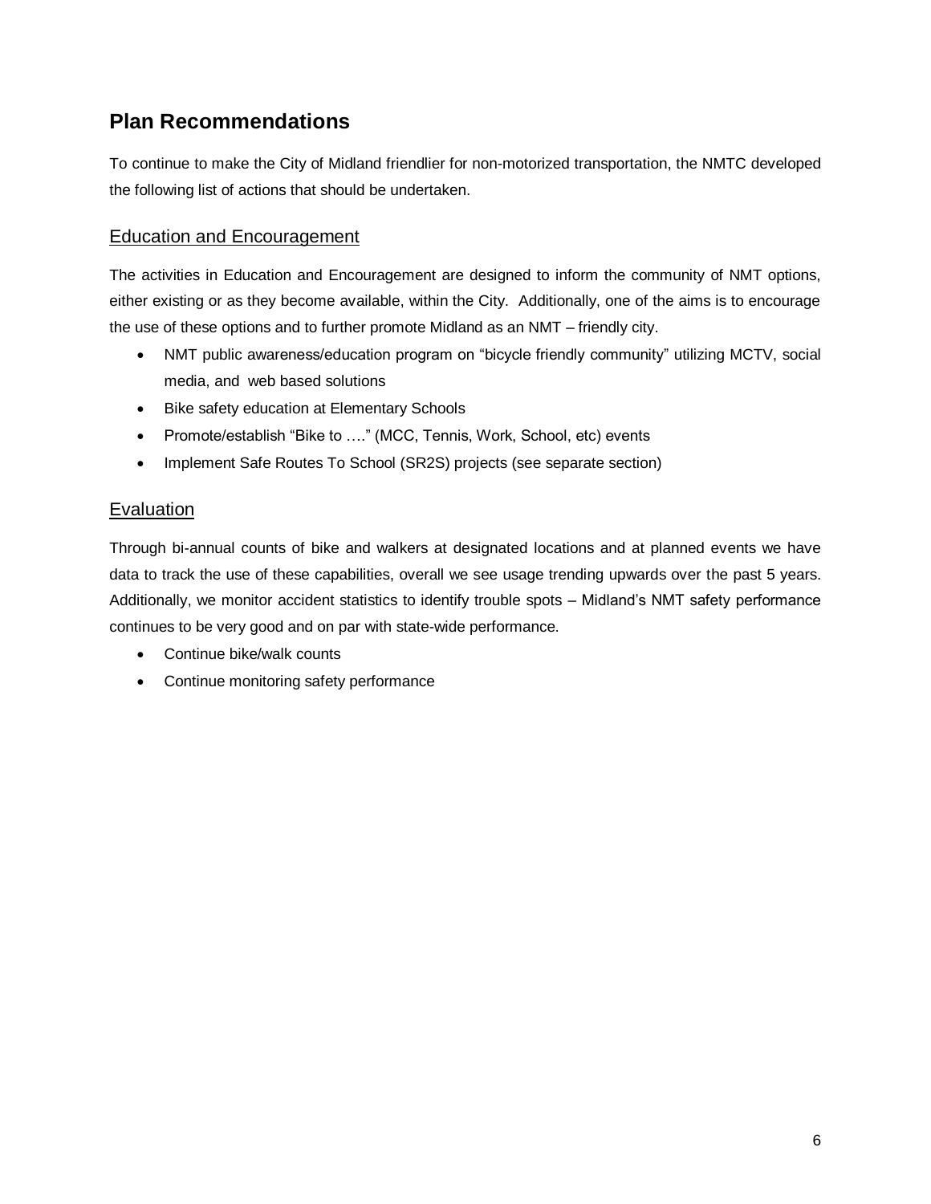## Plan Recommendations

To continue to make the City of Midland friendlier for non-motorized transportation, the NMTC developed the following list of actions that should be undertaken.

### Education and Encouragement

The activities in Education and Encouragement are designed to inform the community of NMT options, either existing or as they become available, within the City. Additionally, one of the aims is to encourage the use of these options and to further promote Midland as an NMT – friendly city.

- NMT public awareness/education program on "bicycle friendly community" utilizing MCTV, social media, and web based solutions
- Bike safety education at Elementary Schools
- Promote/establish "Bike to …." (MCC, Tennis, Work, School, etc) events
- Implement Safe Routes To School (SR2S) projects (see separate section)

### Evaluation

Through bi-annual counts of bike and walkers at designated locations and at planned events we have data to track the use of these capabilities, overall we see usage trending upwards over the past 5 years. Additionally, we monitor accident statistics to identify trouble spots – Midland's NMT safety performance continues to be very good and on par with state-wide performance.

- Continue bike/walk counts
- Continue monitoring safety performance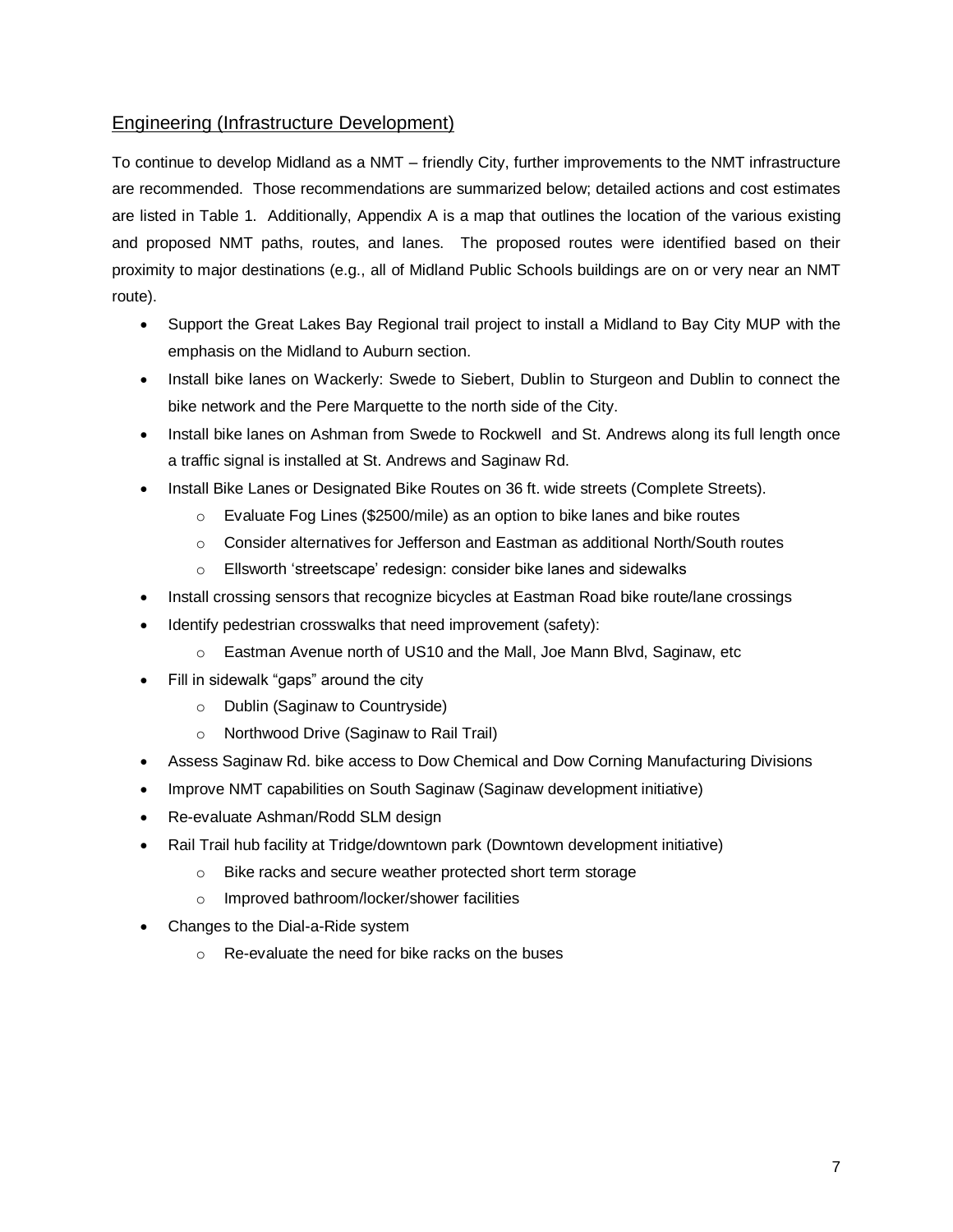## Engineering (Infrastructure Development)

To continue to develop Midland as a NMT – friendly City, further improvements to the NMT infrastructure are recommended. Those recommendations are summarized below; detailed actions and cost estimates are listed in Table 1. Additionally, Appendix A is a map that outlines the location of the various existing and proposed NMT paths, routes, and lanes. The proposed routes were identified based on their proximity to major destinations (e.g., all of Midland Public Schools buildings are on or very near an NMT route).

- Support the Great Lakes Bay Regional trail project to install a Midland to Bay City MUP with the emphasis on the Midland to Auburn section.
- Install bike lanes on Wackerly: Swede to Siebert, Dublin to Sturgeon and Dublin to connect the bike network and the Pere Marquette to the north side of the City.
- Install bike lanes on Ashman from Swede to Rockwell and St. Andrews along its full length once a traffic signal is installed at St. Andrews and Saginaw Rd.
- Install Bike Lanes or Designated Bike Routes on 36 ft. wide streets (Complete Streets).
    - Evaluate Fog Lines ($2500/mile) as an option to bike lanes and bike routes
    - Consider alternatives for Jefferson and Eastman as additional North/South routes
    - Ellsworth 'streetscape' redesign: consider bike lanes and sidewalks
- Install crossing sensors that recognize bicycles at Eastman Road bike route/lane crossings
- Identify pedestrian crosswalks that need improvement (safety):
    - Eastman Avenue north of US10 and the Mall, Joe Mann Blvd, Saginaw, etc
- Fill in sidewalk "gaps" around the city
    - Dublin (Saginaw to Countryside)
    - Northwood Drive (Saginaw to Rail Trail)
- Assess Saginaw Rd. bike access to Dow Chemical and Dow Corning Manufacturing Divisions
- Improve NMT capabilities on South Saginaw (Saginaw development initiative)
- Re-evaluate Ashman/Rodd SLM design
- Rail Trail hub facility at Tridge/downtown park (Downtown development initiative)
    - Bike racks and secure weather protected short term storage
    - Improved bathroom/locker/shower facilities
- Changes to the Dial-a-Ride system
    - Re-evaluate the need for bike racks on the buses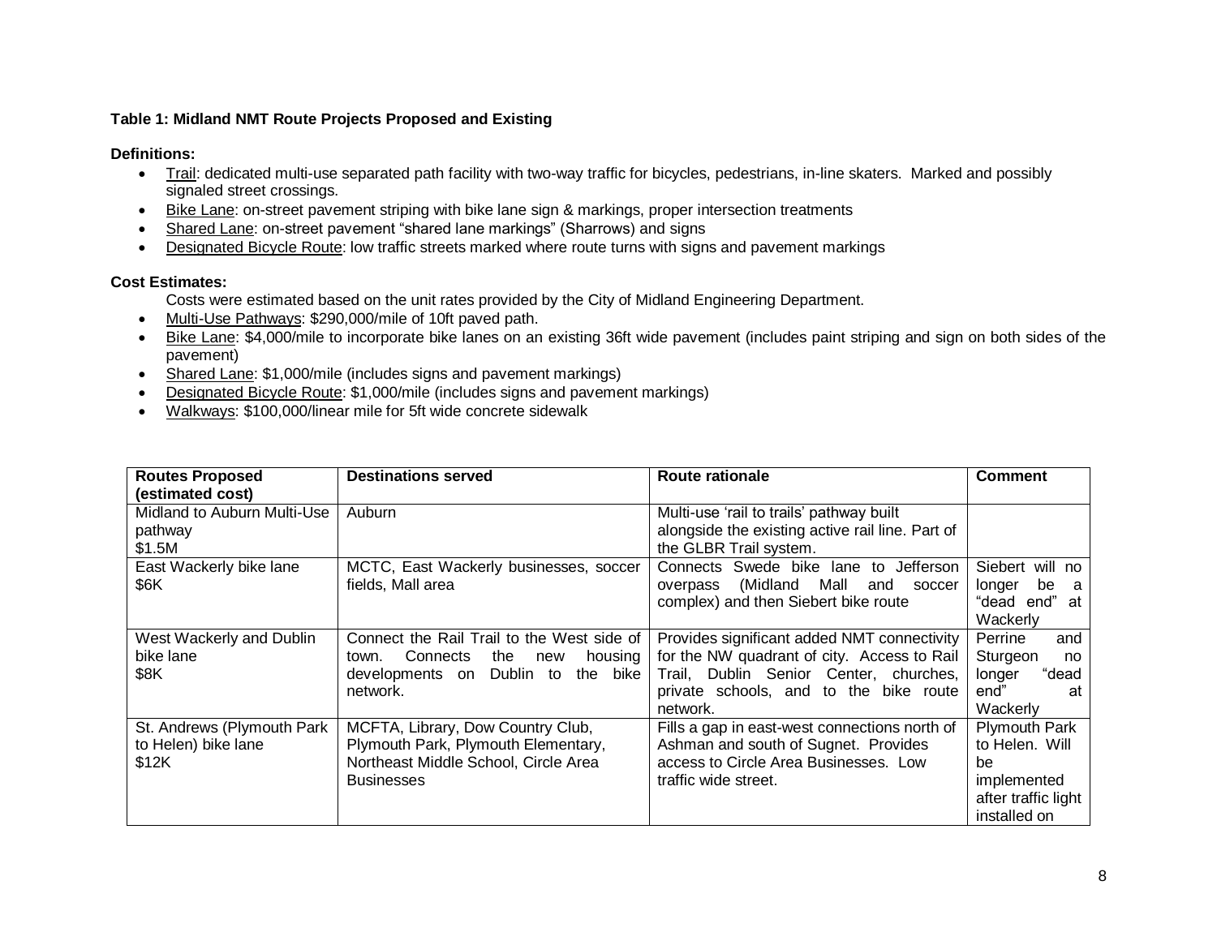**Table 1: Midland NMT Route Projects Proposed and Existing**

**Definitions:**

- Trail: dedicated multi-use separated path facility with two-way traffic for bicycles, pedestrians, in-line skaters. Marked and possibly signaled street crossings.
- Bike Lane: on-street pavement striping with bike lane sign & markings, proper intersection treatments
- Shared Lane: on-street pavement "shared lane markings" (Sharrows) and signs
- Designated Bicycle Route: low traffic streets marked where route turns with signs and pavement markings

**Cost Estimates:**

Costs were estimated based on the unit rates provided by the City of Midland Engineering Department.

- Multi-Use Pathways: $290,000/mile of 10ft paved path.
- Bike Lane: $4,000/mile to incorporate bike lanes on an existing 36ft wide pavement (includes paint striping and sign on both sides of the pavement)
- Shared Lane: $1,000/mile (includes signs and pavement markings)
- Designated Bicycle Route: $1,000/mile (includes signs and pavement markings)
- Walkways: $100,000/linear mile for 5ft wide concrete sidewalk

| Routes Proposed (estimated cost) | Destinations served | Route rationale | Comment |
|---|---|---|---|
| Midland to Auburn Multi-Use pathway $1.5M | Auburn | Multi-use 'rail to trails' pathway built alongside the existing active rail line. Part of the GLBR Trail system. | |
| East Wackerly bike lane $6K | MCTC, East Wackerly businesses, soccer fields, Mall area | Connects Swede bike lane to Jefferson overpass (Midland Mall and soccer complex) and then Siebert bike route | Siebert will no longer be a "dead end" at Wackerly |
| West Wackerly and Dublin bike lane $8K | Connect the Rail Trail to the West side of town. Connects the new housing developments on Dublin to the bike network. | Provides significant added NMT connectivity for the NW quadrant of city. Access to Rail Trail, Dublin Senior Center, churches, private schools, and to the bike route network. | Perrine and Sturgeon no longer "dead end" at Wackerly |
| St. Andrews (Plymouth Park to Helen) bike lane $12K | MCFTA, Library, Dow Country Club, Plymouth Park, Plymouth Elementary, Northeast Middle School, Circle Area Businesses | Fills a gap in east-west connections north of Ashman and south of Sugnet. Provides access to Circle Area Businesses. Low traffic wide street. | Plymouth Park to Helen. Will be implemented after traffic light installed on |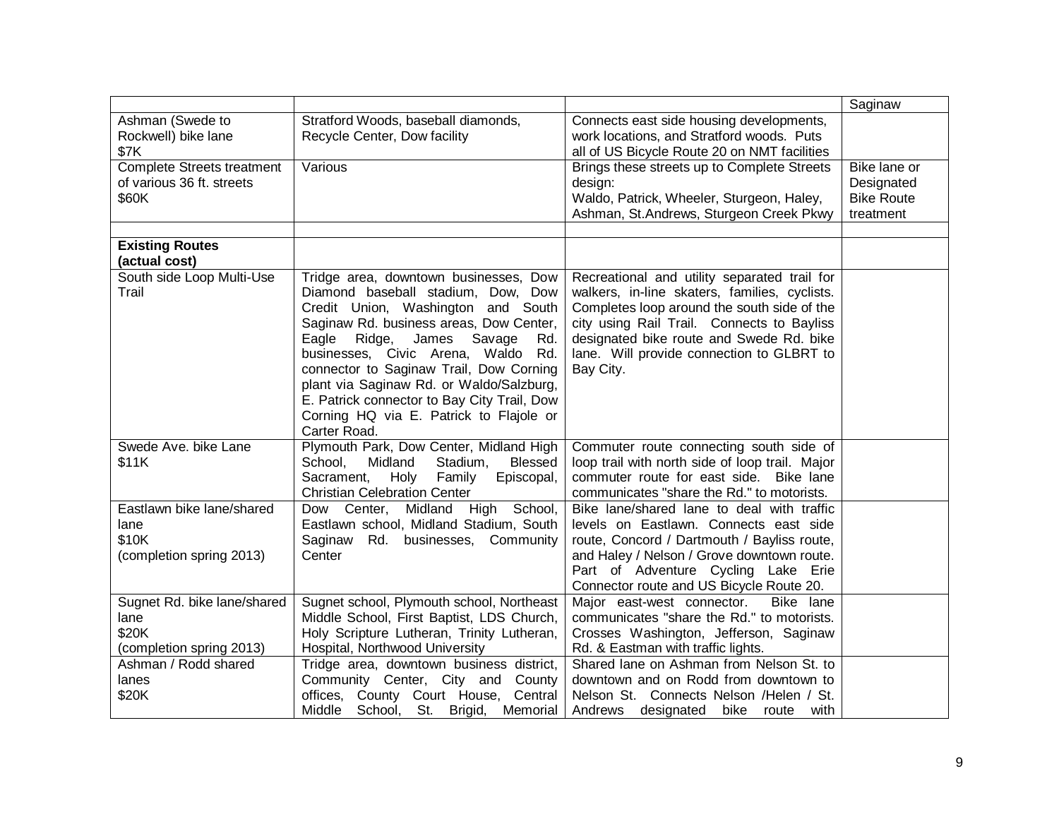| | | | Saginaw |
|---|---|---|---|
| Ashman (Swede to Rockwell) bike lane<br>$7K | Stratford Woods, baseball diamonds, Recycle Center, Dow facility | Connects east side housing developments, work locations, and Stratford woods. Puts all of US Bicycle Route 20 on NMT facilities | |
| Complete Streets treatment of various 36 ft. streets<br>$60K | Various | Brings these streets up to Complete Streets design:<br>Waldo, Patrick, Wheeler, Sturgeon, Haley, Ashman, St.Andrews, Sturgeon Creek Pkwy | Bike lane or Designated Bike Route treatment |
| | | | |
| **Existing Routes (actual cost)** | | | |
| South side Loop Multi-Use Trail | Tridge area, downtown businesses, Dow Diamond baseball stadium, Dow, Dow Credit Union, Washington and South Saginaw Rd. business areas, Dow Center, Eagle Ridge, James Savage Rd. businesses, Civic Arena, Waldo Rd. connector to Saginaw Trail, Dow Corning plant via Saginaw Rd. or Waldo/Salzburg, E. Patrick connector to Bay City Trail, Dow Corning HQ via E. Patrick to Flajole or Carter Road. | Recreational and utility separated trail for walkers, in-line skaters, families, cyclists. Completes loop around the south side of the city using Rail Trail. Connects to Bayliss designated bike route and Swede Rd. bike lane. Will provide connection to GLBRT to Bay City. | |
| Swede Ave. bike Lane<br>$11K | Plymouth Park, Dow Center, Midland High School, Midland Stadium, Blessed Sacrament, Holy Family Episcopal, Christian Celebration Center | Commuter route connecting south side of loop trail with north side of loop trail. Major commuter route for east side. Bike lane communicates "share the Rd." to motorists. | |
| Eastlawn bike lane/shared lane<br>$10K<br>(completion spring 2013) | Dow Center, Midland High School, Eastlawn school, Midland Stadium, South Saginaw Rd. businesses, Community Center | Bike lane/shared lane to deal with traffic levels on Eastlawn. Connects east side route, Concord / Dartmouth / Bayliss route, and Haley / Nelson / Grove downtown route. Part of Adventure Cycling Lake Erie Connector route and US Bicycle Route 20. | |
| Sugnet Rd. bike lane/shared lane<br>$20K<br>(completion spring 2013) | Sugnet school, Plymouth school, Northeast Middle School, First Baptist, LDS Church, Holy Scripture Lutheran, Trinity Lutheran, Hospital, Northwood University | Major east-west connector. Bike lane communicates "share the Rd." to motorists. Crosses Washington, Jefferson, Saginaw Rd. & Eastman with traffic lights. | |
| Ashman / Rodd shared lanes<br>$20K | Tridge area, downtown business district, Community Center, City and County offices, County Court House, Central Middle School, St. Brigid, Memorial | Shared lane on Ashman from Nelson St. to downtown and on Rodd from downtown to Nelson St. Connects Nelson /Helen / St. Andrews designated bike route with | |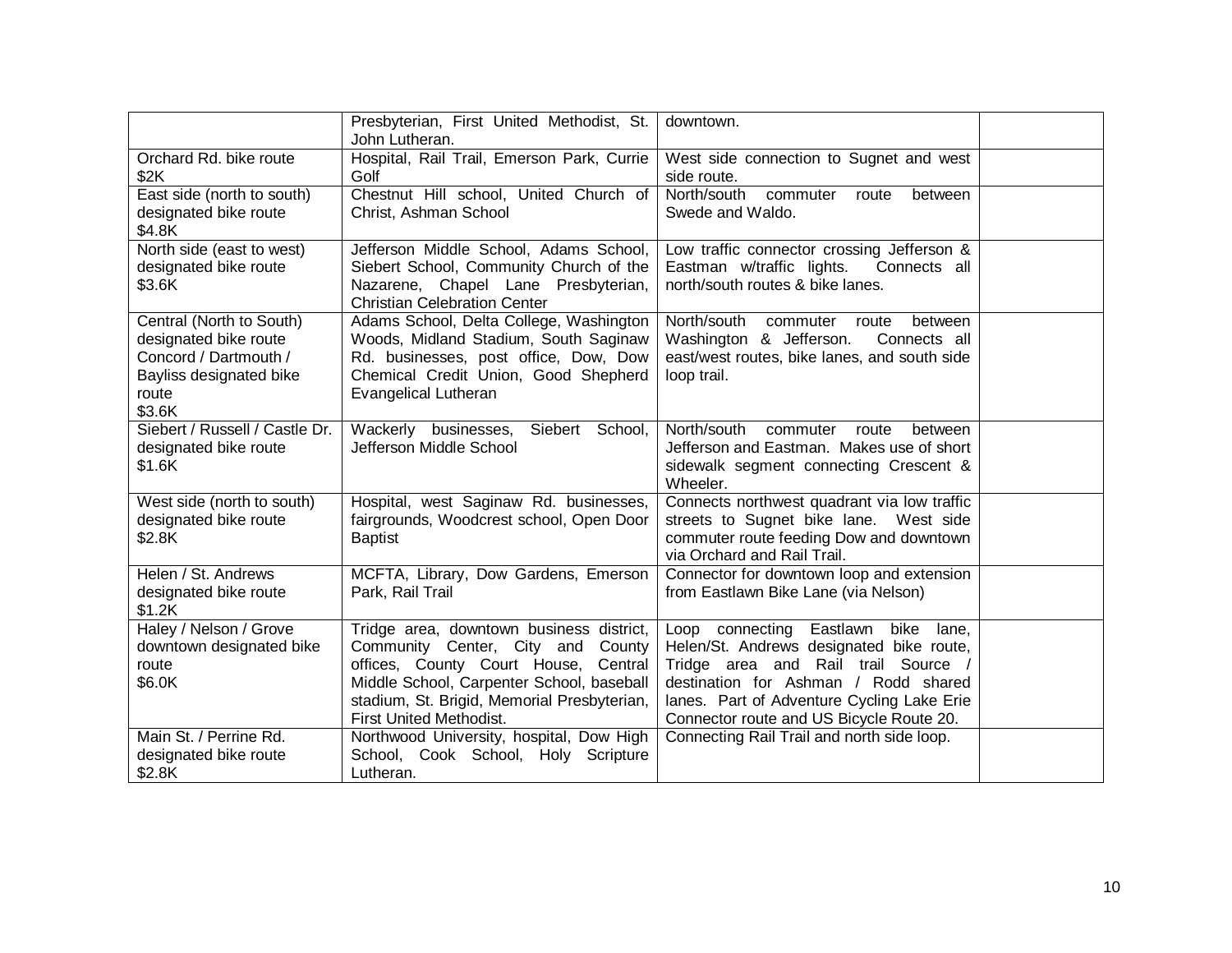| | | | |
|---|---|---|---|
| | Presbyterian, First United Methodist, St. John Lutheran. | downtown. | |
| Orchard Rd. bike route<br>$2K | Hospital, Rail Trail, Emerson Park, Currie Golf | West side connection to Sugnet and west side route. | |
| East side (north to south) designated bike route<br>$4.8K | Chestnut Hill school, United Church of Christ, Ashman School | North/south commuter route between Swede and Waldo. | |
| North side (east to west) designated bike route<br>$3.6K | Jefferson Middle School, Adams School, Siebert School, Community Church of the Nazarene, Chapel Lane Presbyterian, Christian Celebration Center | Low traffic connector crossing Jefferson & Eastman w/traffic lights. Connects all north/south routes & bike lanes. | |
| Central (North to South) designated bike route Concord / Dartmouth / Bayliss designated bike route<br>$3.6K | Adams School, Delta College, Washington Woods, Midland Stadium, South Saginaw Rd. businesses, post office, Dow, Dow Chemical Credit Union, Good Shepherd Evangelical Lutheran | North/south commuter route between Washington & Jefferson. Connects all east/west routes, bike lanes, and south side loop trail. | |
| Siebert / Russell / Castle Dr. designated bike route<br>$1.6K | Wackerly businesses, Siebert School, Jefferson Middle School | North/south commuter route between Jefferson and Eastman. Makes use of short sidewalk segment connecting Crescent & Wheeler. | |
| West side (north to south) designated bike route<br>$2.8K | Hospital, west Saginaw Rd. businesses, fairgrounds, Woodcrest school, Open Door Baptist | Connects northwest quadrant via low traffic streets to Sugnet bike lane. West side commuter route feeding Dow and downtown via Orchard and Rail Trail. | |
| Helen / St. Andrews designated bike route<br>$1.2K | MCFTA, Library, Dow Gardens, Emerson Park, Rail Trail | Connector for downtown loop and extension from Eastlawn Bike Lane (via Nelson) | |
| Haley / Nelson / Grove downtown designated bike route<br>$6.0K | Tridge area, downtown business district, Community Center, City and County offices, County Court House, Central Middle School, Carpenter School, baseball stadium, St. Brigid, Memorial Presbyterian, First United Methodist. | Loop connecting Eastlawn bike lane, Helen/St. Andrews designated bike route, Tridge area and Rail trail Source / destination for Ashman / Rodd shared lanes. Part of Adventure Cycling Lake Erie Connector route and US Bicycle Route 20. | |
| Main St. / Perrine Rd. designated bike route<br>$2.8K | Northwood University, hospital, Dow High School, Cook School, Holy Scripture Lutheran. | Connecting Rail Trail and north side loop. | |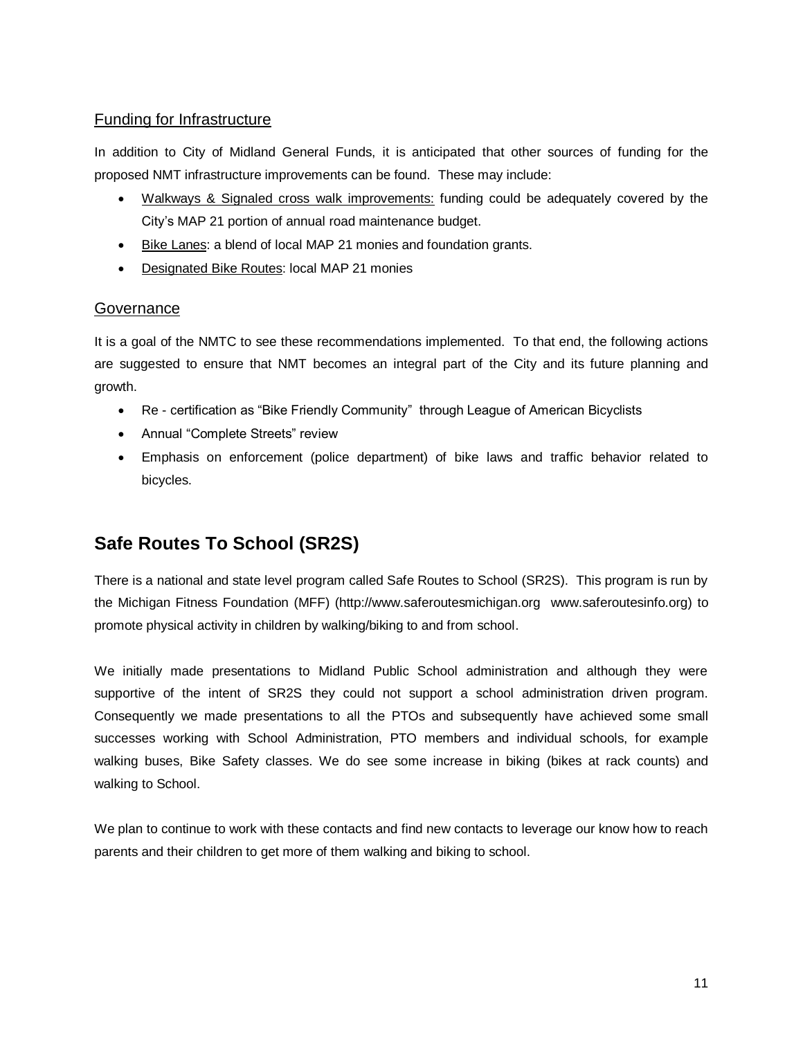### Funding for Infrastructure

In addition to City of Midland General Funds, it is anticipated that other sources of funding for the proposed NMT infrastructure improvements can be found. These may include:

- Walkways & Signaled cross walk improvements: funding could be adequately covered by the City's MAP 21 portion of annual road maintenance budget.
- Bike Lanes: a blend of local MAP 21 monies and foundation grants.
- Designated Bike Routes: local MAP 21 monies

### Governance

It is a goal of the NMTC to see these recommendations implemented. To that end, the following actions are suggested to ensure that NMT becomes an integral part of the City and its future planning and growth.

- Re - certification as "Bike Friendly Community" through League of American Bicyclists
- Annual "Complete Streets" review
- Emphasis on enforcement (police department) of bike laws and traffic behavior related to bicycles.

## Safe Routes To School (SR2S)

There is a national and state level program called Safe Routes to School (SR2S). This program is run by the Michigan Fitness Foundation (MFF) (http://www.saferoutesmichigan.org www.saferoutesinfo.org) to promote physical activity in children by walking/biking to and from school.

We initially made presentations to Midland Public School administration and although they were supportive of the intent of SR2S they could not support a school administration driven program. Consequently we made presentations to all the PTOs and subsequently have achieved some small successes working with School Administration, PTO members and individual schools, for example walking buses, Bike Safety classes. We do see some increase in biking (bikes at rack counts) and walking to School.

We plan to continue to work with these contacts and find new contacts to leverage our know how to reach parents and their children to get more of them walking and biking to school.